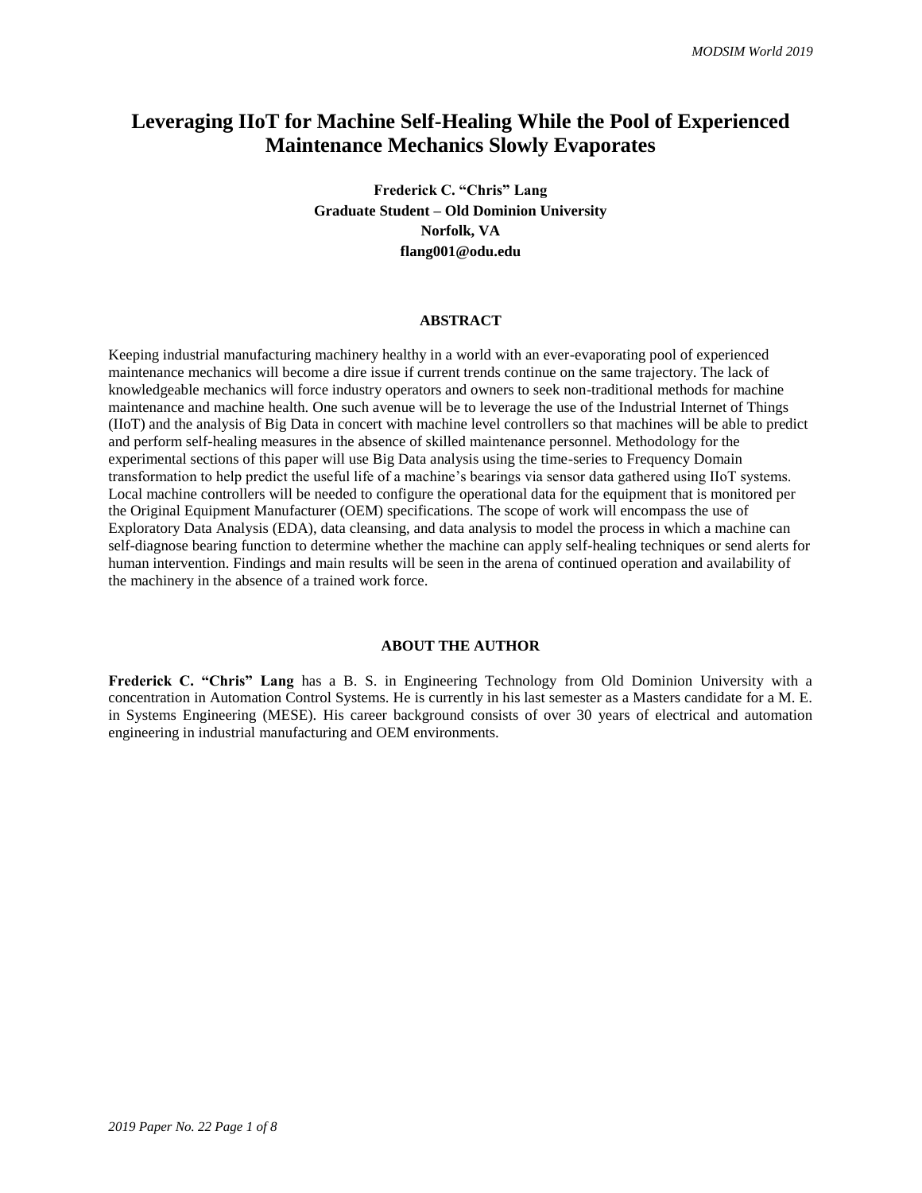# Leveraging IIoT for Machine Self-Healing While the Pool of Experienced Maintenance Mechanics Slowly Evaporates

**Frederick C. "Chris" Lang**
**Graduate Student – Old Dominion University**
**Norfolk, VA**
**flang001@odu.edu**

## ABSTRACT

Keeping industrial manufacturing machinery healthy in a world with an ever-evaporating pool of experienced maintenance mechanics will become a dire issue if current trends continue on the same trajectory. The lack of knowledgeable mechanics will force industry operators and owners to seek non-traditional methods for machine maintenance and machine health. One such avenue will be to leverage the use of the Industrial Internet of Things (IIoT) and the analysis of Big Data in concert with machine level controllers so that machines will be able to predict and perform self-healing measures in the absence of skilled maintenance personnel. Methodology for the experimental sections of this paper will use Big Data analysis using the time-series to Frequency Domain transformation to help predict the useful life of a machine's bearings via sensor data gathered using IIoT systems. Local machine controllers will be needed to configure the operational data for the equipment that is monitored per the Original Equipment Manufacturer (OEM) specifications. The scope of work will encompass the use of Exploratory Data Analysis (EDA), data cleansing, and data analysis to model the process in which a machine can self-diagnose bearing function to determine whether the machine can apply self-healing techniques or send alerts for human intervention. Findings and main results will be seen in the arena of continued operation and availability of the machinery in the absence of a trained work force.

## ABOUT THE AUTHOR

**Frederick C. "Chris" Lang** has a B. S. in Engineering Technology from Old Dominion University with a concentration in Automation Control Systems. He is currently in his last semester as a Masters candidate for a M. E. in Systems Engineering (MESE). His career background consists of over 30 years of electrical and automation engineering in industrial manufacturing and OEM environments.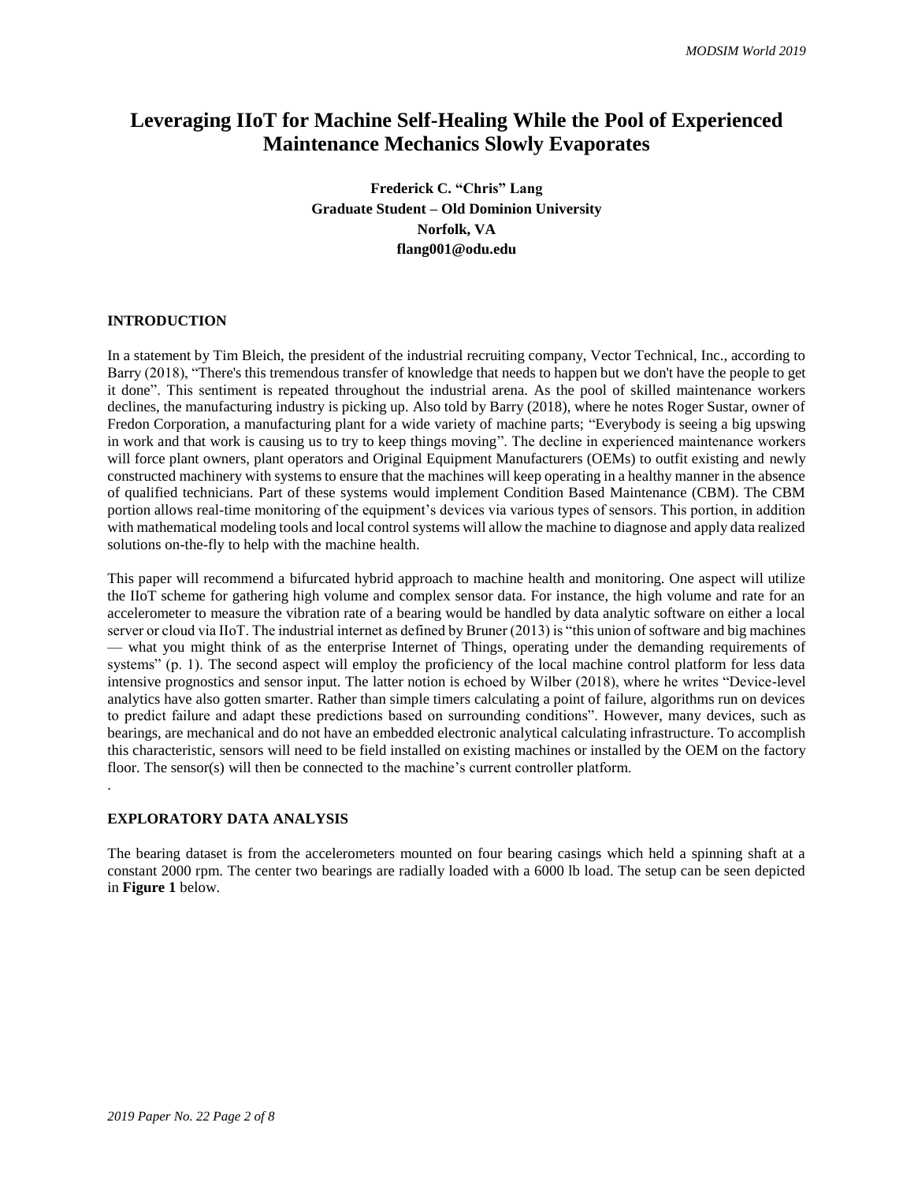# Leveraging IIoT for Machine Self-Healing While the Pool of Experienced Maintenance Mechanics Slowly Evaporates

**Frederick C. "Chris" Lang**
**Graduate Student – Old Dominion University**
**Norfolk, VA**
**flang001@odu.edu**

## INTRODUCTION

In a statement by Tim Bleich, the president of the industrial recruiting company, Vector Technical, Inc., according to Barry (2018), "There's this tremendous transfer of knowledge that needs to happen but we don't have the people to get it done". This sentiment is repeated throughout the industrial arena. As the pool of skilled maintenance workers declines, the manufacturing industry is picking up. Also told by Barry (2018), where he notes Roger Sustar, owner of Fredon Corporation, a manufacturing plant for a wide variety of machine parts; "Everybody is seeing a big upswing in work and that work is causing us to try to keep things moving". The decline in experienced maintenance workers will force plant owners, plant operators and Original Equipment Manufacturers (OEMs) to outfit existing and newly constructed machinery with systems to ensure that the machines will keep operating in a healthy manner in the absence of qualified technicians. Part of these systems would implement Condition Based Maintenance (CBM). The CBM portion allows real-time monitoring of the equipment's devices via various types of sensors. This portion, in addition with mathematical modeling tools and local control systems will allow the machine to diagnose and apply data realized solutions on-the-fly to help with the machine health.

This paper will recommend a bifurcated hybrid approach to machine health and monitoring. One aspect will utilize the IIoT scheme for gathering high volume and complex sensor data. For instance, the high volume and rate for an accelerometer to measure the vibration rate of a bearing would be handled by data analytic software on either a local server or cloud via IIoT. The industrial internet as defined by Bruner (2013) is "this union of software and big machines — what you might think of as the enterprise Internet of Things, operating under the demanding requirements of systems" (p. 1). The second aspect will employ the proficiency of the local machine control platform for less data intensive prognostics and sensor input. The latter notion is echoed by Wilber (2018), where he writes "Device-level analytics have also gotten smarter. Rather than simple timers calculating a point of failure, algorithms run on devices to predict failure and adapt these predictions based on surrounding conditions". However, many devices, such as bearings, are mechanical and do not have an embedded electronic analytical calculating infrastructure. To accomplish this characteristic, sensors will need to be field installed on existing machines or installed by the OEM on the factory floor. The sensor(s) will then be connected to the machine's current controller platform.

.

## EXPLORATORY DATA ANALYSIS

The bearing dataset is from the accelerometers mounted on four bearing casings which held a spinning shaft at a constant 2000 rpm. The center two bearings are radially loaded with a 6000 lb load. The setup can be seen depicted in **Figure 1** below.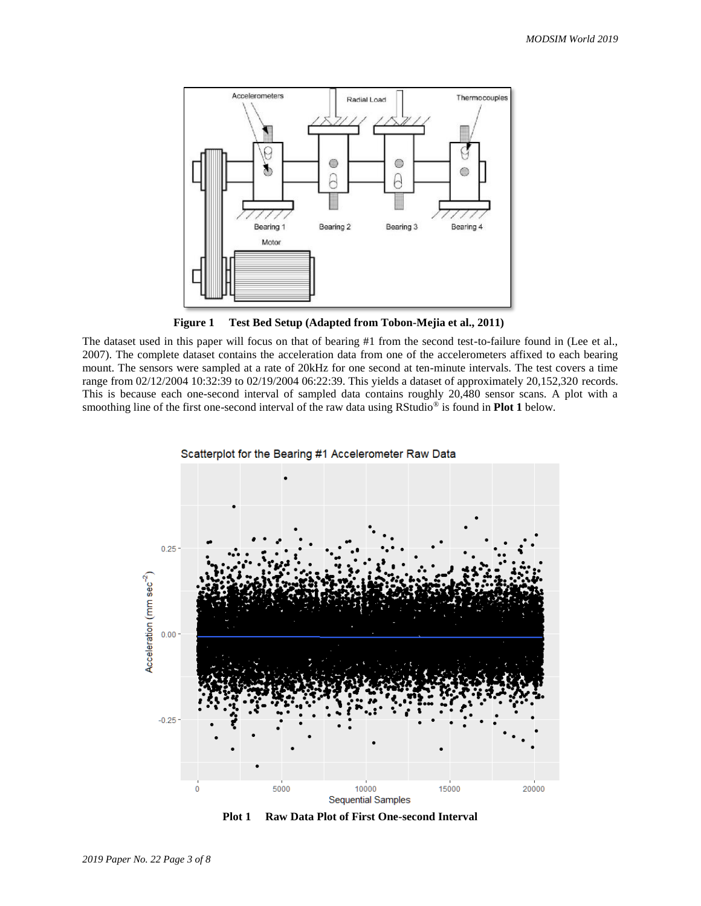**Figure 1 Test Bed Setup (Adapted from Tobon-Mejia et al., 2011)**

The dataset used in this paper will focus on that of bearing #1 from the second test-to-failure found in (Lee et al., 2007). The complete dataset contains the acceleration data from one of the accelerometers affixed to each bearing mount. The sensors were sampled at a rate of 20kHz for one second at ten-minute intervals. The test covers a time range from 02/12/2004 10:32:39 to 02/19/2004 06:22:39. This yields a dataset of approximately 20,152,320 records. This is because each one-second interval of sampled data contains roughly 20,480 sensor scans. A plot with a smoothing line of the first one-second interval of the raw data using RStudio® is found in **Plot 1** below.

**Plot 1 Raw Data Plot of First One-second Interval**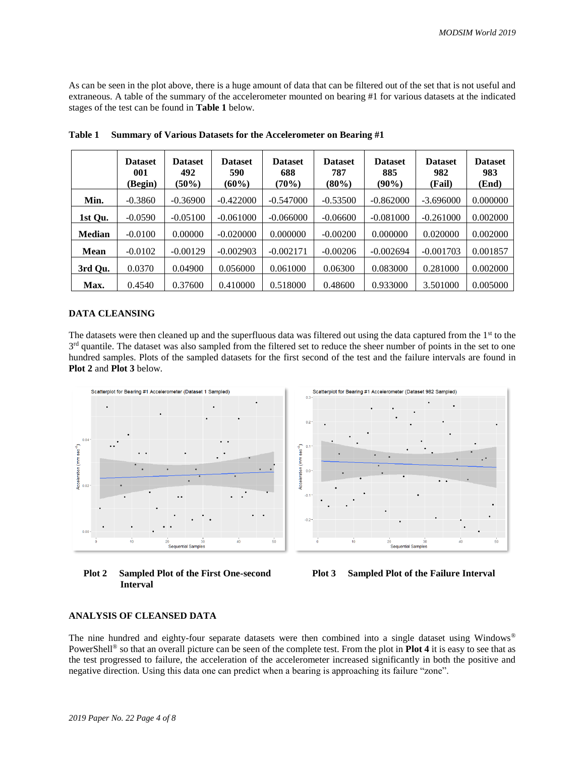As can be seen in the plot above, there is a huge amount of data that can be filtered out of the set that is not useful and extraneous. A table of the summary of the accelerometer mounted on bearing #1 for various datasets at the indicated stages of the test can be found in **Table 1** below.

**Table 1 Summary of Various Datasets for the Accelerometer on Bearing #1**

| | Dataset 001 (Begin) | Dataset 492 (50%) | Dataset 590 (60%) | Dataset 688 (70%) | Dataset 787 (80%) | Dataset 885 (90%) | Dataset 982 (Fail) | Dataset 983 (End) |
|---|---|---|---|---|---|---|---|---|
| **Min.** | -0.3860 | -0.36900 | -0.422000 | -0.547000 | -0.53500 | -0.862000 | -3.696000 | 0.000000 |
| **1st Qu.** | -0.0590 | -0.05100 | -0.061000 | -0.066000 | -0.06600 | -0.081000 | -0.261000 | 0.002000 |
| **Median** | -0.0100 | 0.00000 | -0.020000 | 0.000000 | -0.00200 | 0.000000 | 0.020000 | 0.002000 |
| **Mean** | -0.0102 | -0.00129 | -0.002903 | -0.002171 | -0.00206 | -0.002694 | -0.001703 | 0.001857 |
| **3rd Qu.** | 0.0370 | 0.04900 | 0.056000 | 0.061000 | 0.06300 | 0.083000 | 0.281000 | 0.002000 |
| **Max.** | 0.4540 | 0.37600 | 0.410000 | 0.518000 | 0.48600 | 0.933000 | 3.501000 | 0.005000 |

## DATA CLEANSING

The datasets were then cleaned up and the superfluous data was filtered out using the data captured from the 1st to the 3rd quantile. The dataset was also sampled from the filtered set to reduce the sheer number of points in the set to one hundred samples. Plots of the sampled datasets for the first second of the test and the failure intervals are found in **Plot 2** and **Plot 3** below.

**Plot 2 Sampled Plot of the First One-second Interval**

**Plot 3 Sampled Plot of the Failure Interval**

## ANALYSIS OF CLEANSED DATA

The nine hundred and eighty-four separate datasets were then combined into a single dataset using Windows® PowerShell® so that an overall picture can be seen of the complete test. From the plot in **Plot 4** it is easy to see that as the test progressed to failure, the acceleration of the accelerometer increased significantly in both the positive and negative direction. Using this data one can predict when a bearing is approaching its failure "zone".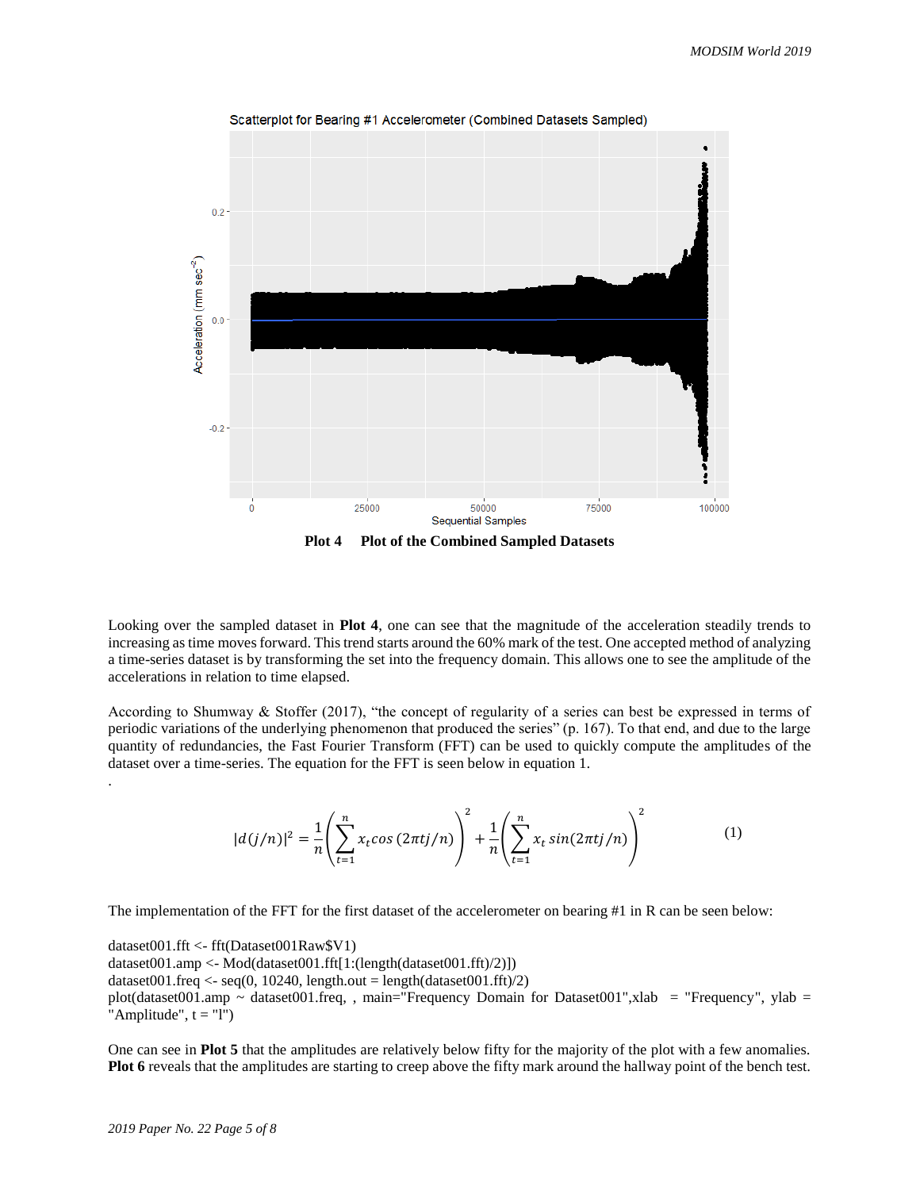Plot 4 Plot of the Combined Sampled Datasets

Looking over the sampled dataset in **Plot 4**, one can see that the magnitude of the acceleration steadily trends to increasing as time moves forward. This trend starts around the 60% mark of the test. One accepted method of analyzing a time-series dataset is by transforming the set into the frequency domain. This allows one to see the amplitude of the accelerations in relation to time elapsed.

According to Shumway & Stoffer (2017), "the concept of regularity of a series can best be expressed in terms of periodic variations of the underlying phenomenon that produced the series" (p. 167). To that end, and due to the large quantity of redundancies, the Fast Fourier Transform (FFT) can be used to quickly compute the amplitudes of the dataset over a time-series. The equation for the FFT is seen below in equation 1.

.

$$|d(j/n)|^2 = \frac{1}{n}\left(\sum_{t=1}^{n} x_t cos\,(2\pi tj/n)\right)^2 + \frac{1}{n}\left(\sum_{t=1}^{n} x_t\, sin(2\pi tj/n)\right)^2 \tag{1}$$

The implementation of the FFT for the first dataset of the accelerometer on bearing #1 in R can be seen below:

```
dataset001.fft <- fft(Dataset001Raw$V1)
dataset001.amp <- Mod(dataset001.fft[1:(length(dataset001.fft)/2)])
dataset001.freq <- seq(0, 10240, length.out = length(dataset001.fft)/2)
plot(dataset001.amp ~ dataset001.freq, , main="Frequency Domain for Dataset001",xlab = "Frequency", ylab = "Amplitude", t = "l")
```

One can see in **Plot 5** that the amplitudes are relatively below fifty for the majority of the plot with a few anomalies. **Plot 6** reveals that the amplitudes are starting to creep above the fifty mark around the hallway point of the bench test.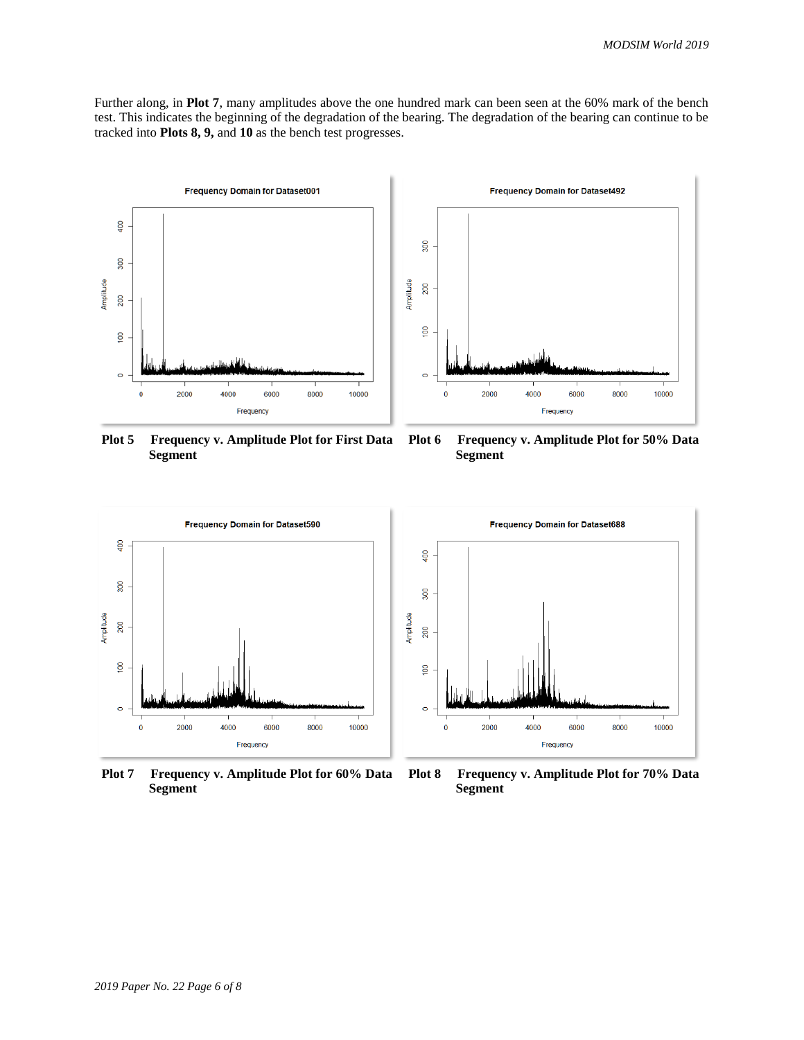Further along, in **Plot 7**, many amplitudes above the one hundred mark can been seen at the 60% mark of the bench test. This indicates the beginning of the degradation of the bearing. The degradation of the bearing can continue to be tracked into **Plots 8, 9,** and **10** as the bench test progresses.

**Plot 5 Frequency v. Amplitude Plot for First Data Segment**

**Plot 6 Frequency v. Amplitude Plot for 50% Data Segment**

**Plot 7 Frequency v. Amplitude Plot for 60% Data Segment**

**Plot 8 Frequency v. Amplitude Plot for 70% Data Segment**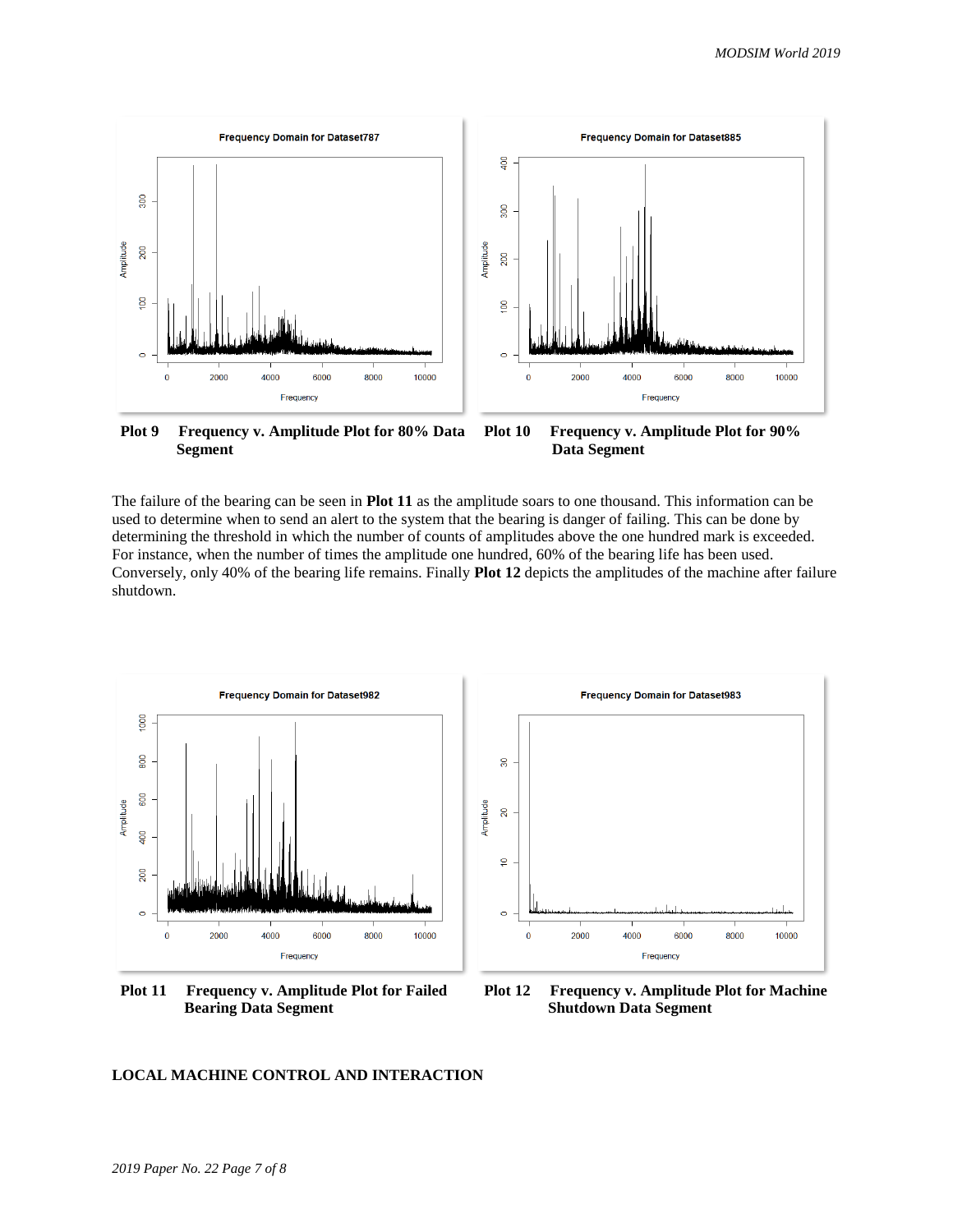**Plot 9 Frequency v. Amplitude Plot for 80% Data Segment**

**Plot 10 Frequency v. Amplitude Plot for 90% Data Segment**

The failure of the bearing can be seen in **Plot 11** as the amplitude soars to one thousand. This information can be used to determine when to send an alert to the system that the bearing is danger of failing. This can be done by determining the threshold in which the number of counts of amplitudes above the one hundred mark is exceeded. For instance, when the number of times the amplitude one hundred, 60% of the bearing life has been used. Conversely, only 40% of the bearing life remains. Finally **Plot 12** depicts the amplitudes of the machine after failure shutdown.

**Plot 11 Frequency v. Amplitude Plot for Failed Bearing Data Segment**

**Plot 12 Frequency v. Amplitude Plot for Machine Shutdown Data Segment**

## LOCAL MACHINE CONTROL AND INTERACTION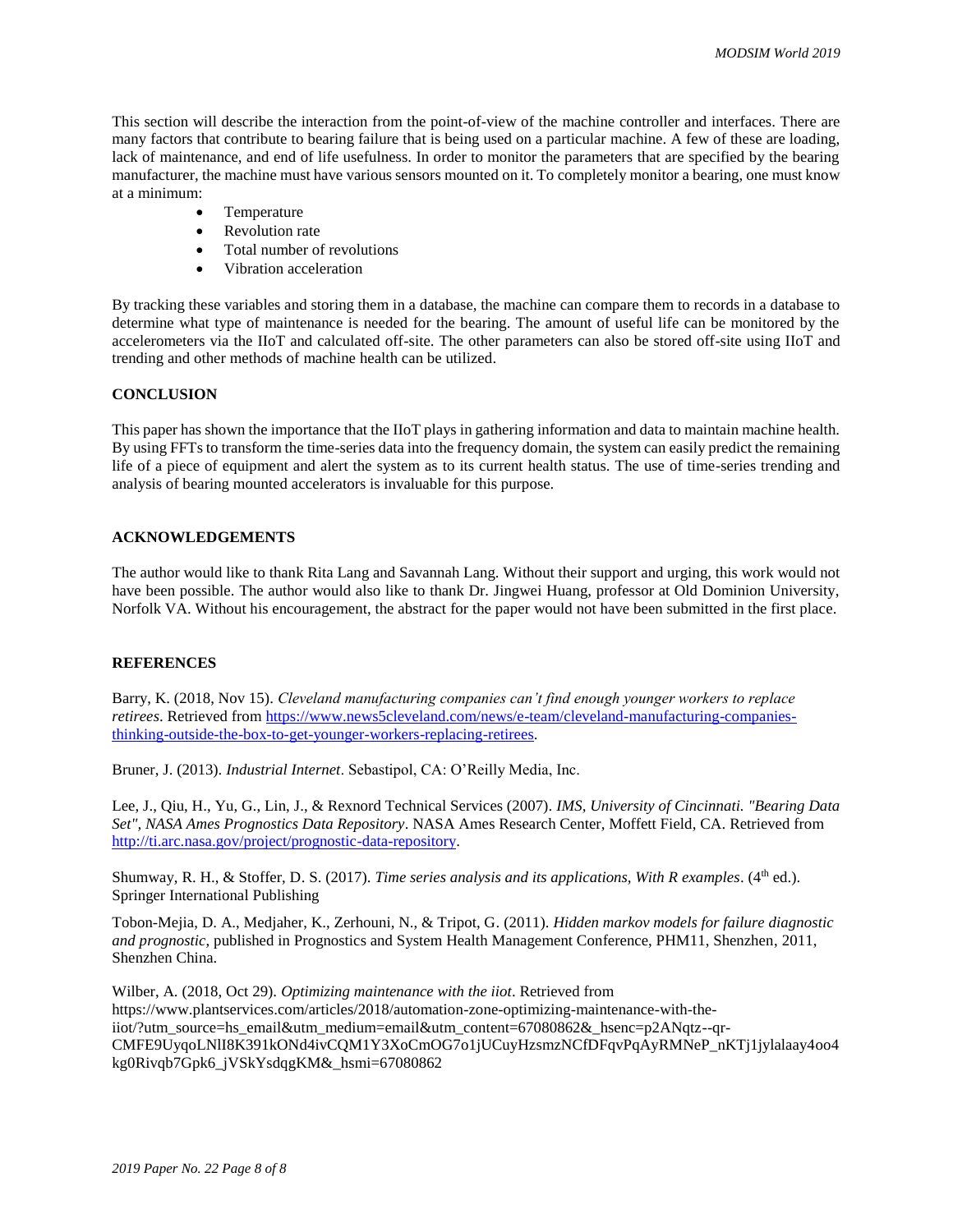This section will describe the interaction from the point-of-view of the machine controller and interfaces. There are many factors that contribute to bearing failure that is being used on a particular machine. A few of these are loading, lack of maintenance, and end of life usefulness. In order to monitor the parameters that are specified by the bearing manufacturer, the machine must have various sensors mounted on it. To completely monitor a bearing, one must know at a minimum:

- Temperature
- Revolution rate
- Total number of revolutions
- Vibration acceleration

By tracking these variables and storing them in a database, the machine can compare them to records in a database to determine what type of maintenance is needed for the bearing. The amount of useful life can be monitored by the accelerometers via the IIoT and calculated off-site. The other parameters can also be stored off-site using IIoT and trending and other methods of machine health can be utilized.

## CONCLUSION

This paper has shown the importance that the IIoT plays in gathering information and data to maintain machine health. By using FFTs to transform the time-series data into the frequency domain, the system can easily predict the remaining life of a piece of equipment and alert the system as to its current health status. The use of time-series trending and analysis of bearing mounted accelerators is invaluable for this purpose.

## ACKNOWLEDGEMENTS

The author would like to thank Rita Lang and Savannah Lang. Without their support and urging, this work would not have been possible. The author would also like to thank Dr. Jingwei Huang, professor at Old Dominion University, Norfolk VA. Without his encouragement, the abstract for the paper would not have been submitted in the first place.

## REFERENCES

Barry, K. (2018, Nov 15). *Cleveland manufacturing companies can't find enough younger workers to replace retirees*. Retrieved from https://www.news5cleveland.com/news/e-team/cleveland-manufacturing-companies-thinking-outside-the-box-to-get-younger-workers-replacing-retirees.

Bruner, J. (2013). *Industrial Internet*. Sebastipol, CA: O'Reilly Media, Inc.

Lee, J., Qiu, H., Yu, G., Lin, J., & Rexnord Technical Services (2007). *IMS, University of Cincinnati. "Bearing Data Set", NASA Ames Prognostics Data Repository*. NASA Ames Research Center, Moffett Field, CA. Retrieved from http://ti.arc.nasa.gov/project/prognostic-data-repository.

Shumway, R. H., & Stoffer, D. S. (2017). *Time series analysis and its applications, With R examples*. (4th ed.). Springer International Publishing

Tobon-Mejia, D. A., Medjaher, K., Zerhouni, N., & Tripot, G. (2011). *Hidden markov models for failure diagnostic and prognostic*, published in Prognostics and System Health Management Conference, PHM11, Shenzhen, 2011, Shenzhen China.

Wilber, A. (2018, Oct 29). *Optimizing maintenance with the iiot*. Retrieved from https://www.plantservices.com/articles/2018/automation-zone-optimizing-maintenance-with-the-iiot/?utm_source=hs_email&utm_medium=email&utm_content=67080862&_hsenc=p2ANqtz--qr-CMFE9UyqoLNlI8K391kONd4ivCQM1Y3XoCmOG7o1jUCuyHzsmzNCfDFqvPqAyRMNeP_nKTj1jylalaay4oo4kg0Rivqb7Gpk6_jVSkYsdqgKM&_hsmi=67080862